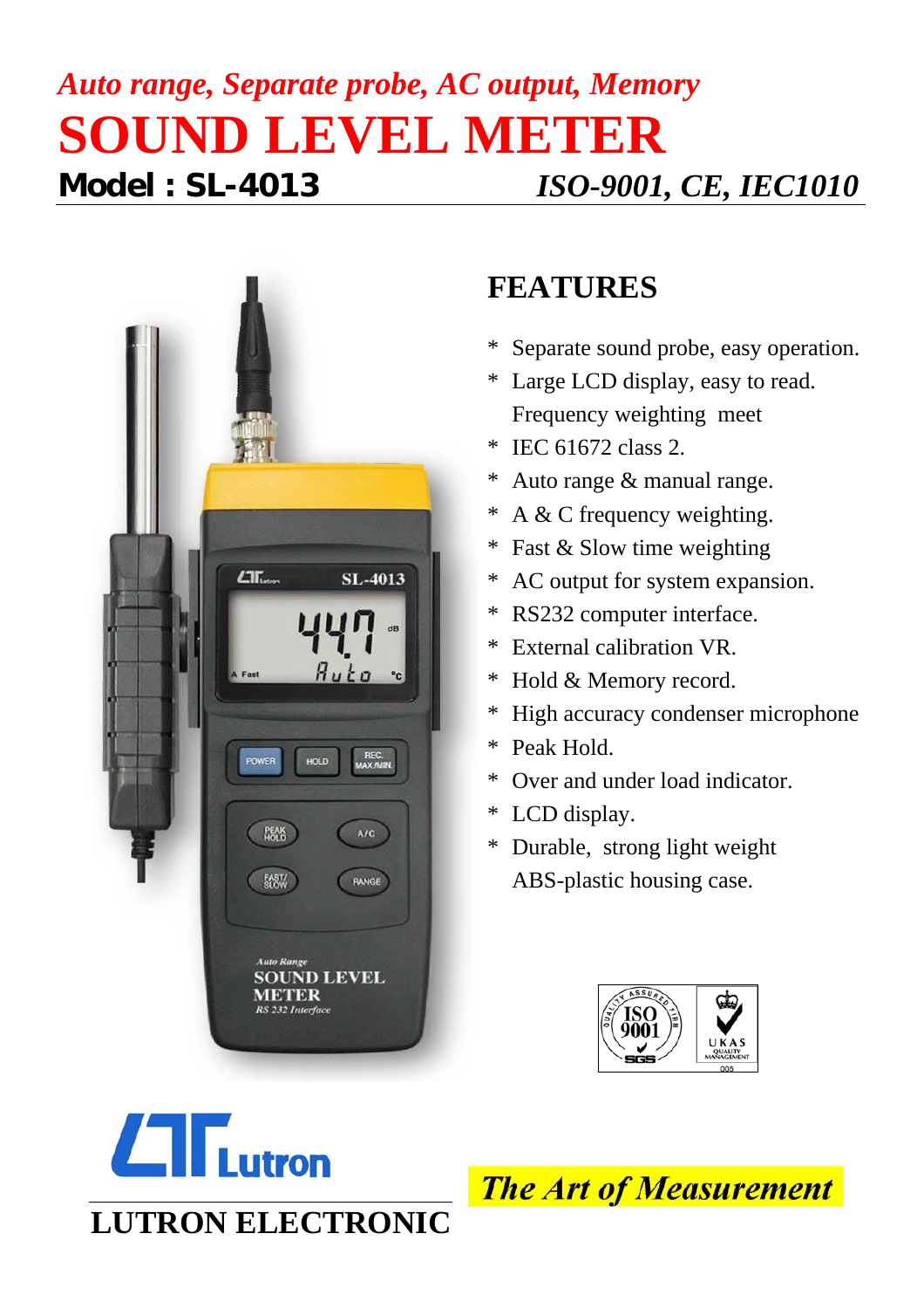*Auto range, Separate probe, AC output, Memory*

# SOUND LEVEL METER

**Model : SL-4013** *ISO-9001, CE, IEC1010*

## FEATURES

* Separate sound probe, easy operation.
* Large LCD display, easy to read. Frequency weighting meet
* IEC 61672 class 2.
* Auto range & manual range.
* A & C frequency weighting.
* Fast & Slow time weighting
* AC output for system expansion.
* RS232 computer interface.
* External calibration VR.
* Hold & Memory record.
* High accuracy condenser microphone
* Peak Hold.
* Over and under load indicator.
* LCD display.
* Durable, strong light weight ABS-plastic housing case.

**LUTRON ELECTRONIC**

***The Art of Measurement***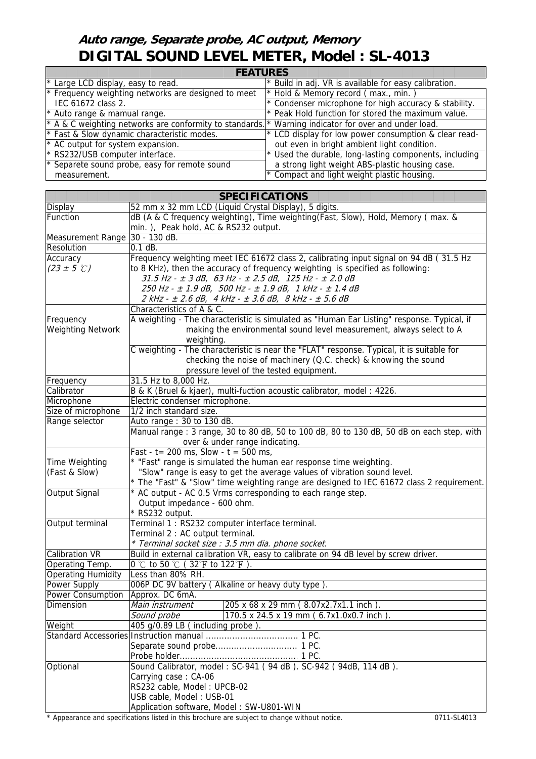***Auto range, Separate probe, AC output, Memory***

# DIGITAL SOUND LEVEL METER, Model : SL-4013

| FEATURES | |
|---|---|
| * Large LCD display, easy to read. | * Build in adj. VR is available for easy calibration. |
| * Frequency weighting networks are designed to meet IEC 61672 class 2. | * Hold & Memory record ( max., min. ) |
| | * Condenser microphone for high accuracy & stability. |
| * Auto range & mamual range. | * Peak Hold function for stored the maximum value. |
| * A & C weighting networks are conformity to standards. | * Warning indicator for over and under load. |
| * Fast & Slow dynamic characteristic modes. | * LCD display for low power consumption & clear read-out even in bright ambient light condition. |
| * AC output for system expansion. | |
| * RS232/USB computer interface. | * Used the durable, long-lasting components, including a strong light weight ABS-plastic housing case. |
| * Separete sound probe, easy for remote sound measurement. | * Compact and light weight plastic housing. |

| SPECIFICATIONS | | |
|---|---|---|
| Display | 52 mm x 32 mm LCD (Liquid Crystal Display), 5 digits. | |
| Function | dB (A & C frequency weighting), Time weighting(Fast, Slow), Hold, Memory ( max. & min. ), Peak hold, AC & RS232 output. | |
| Measurement Range | 30 - 130 dB. | |
| Resolution | 0.1 dB. | |
| Accuracy *(23 ± 5 ℃)* | Frequency weighting meet IEC 61672 class 2, calibrating input signal on 94 dB ( 31.5 Hz to 8 KHz), then the accuracy of frequency weighting is specified as following: *31.5 Hz - ± 3 dB, 63 Hz - ± 2.5 dB, 125 Hz - ± 2.0 dB* *250 Hz - ± 1.9 dB, 500 Hz - ± 1.9 dB, 1 kHz - ± 1.4 dB* *2 kHz - ± 2.6 dB, 4 kHz - ± 3.6 dB, 8 kHz - ± 5.6 dB* | |
| Frequency Weighting Network | Characteristics of A & C. | |
| | A weighting - The characteristic is simulated as "Human Ear Listing" response. Typical, if making the environmental sound level measurement, always select to A weighting. | |
| | C weighting - The characteristic is near the "FLAT" response. Typical, it is suitable for checking the noise of machinery (Q.C. check) & knowing the sound pressure level of the tested equipment. | |
| Frequency | 31.5 Hz to 8,000 Hz. | |
| Calibrator | B & K (Bruel & kjaer), multi-fuction acoustic calibrator, model : 4226. | |
| Microphone | Electric condenser microphone. | |
| Size of microphone | 1/2 inch standard size. | |
| Range selector | Auto range : 30 to 130 dB. | |
| | Manual range : 3 range, 30 to 80 dB, 50 to 100 dB, 80 to 130 dB, 50 dB on each step, with over & under range indicating. | |
| Time Weighting (Fast & Slow) | Fast - t= 200 ms, Slow - t = 500 ms, * "Fast" range is simulated the human ear response time weighting. "Slow" range is easy to get the average values of vibration sound level. * The "Fast" & "Slow" time weighting range are designed to IEC 61672 class 2 requirement. | |
| Output Signal | * AC output - AC 0.5 Vrms corresponding to each range step. Output impedance - 600 ohm. * RS232 output. | |
| Output terminal | Terminal 1 : RS232 computer interface terminal. Terminal 2 : AC output terminal. *\* Terminal socket size : 3.5 mm dia. phone socket.* | |
| Calibration VR | Build in external calibration VR, easy to calibrate on 94 dB level by screw driver. | |
| Operating Temp. | 0 ℃ to 50 ℃ ( 32℉ to 122℉ ). | |
| Operating Humidity | Less than 80% RH. | |
| Power Supply | 006P DC 9V battery ( Alkaline or heavy duty type ). | |
| Power Consumption | Approx. DC 6mA. | |
| Dimension | *Main instrument* | 205 x 68 x 29 mm ( 8.07x2.7x1.1 inch ). |
| | *Sound probe* | 170.5 x 24.5 x 19 mm ( 6.7x1.0x0.7 inch ). |
| Weight | 405 g/0.89 LB ( including probe ). | |
| Standard Accessories | Instruction manual ................................... 1 PC. Separate sound probe.............................. 1 PC. Probe holder............................................. 1 PC. | |
| Optional | Sound Calibrator, model : SC-941 ( 94 dB ). SC-942 ( 94dB, 114 dB ). Carrying case : CA-06 RS232 cable, Model : UPCB-02 USB cable, Model : USB-01 Application software, Model : SW-U801-WIN | |

* Appearance and specifications listed in this brochure are subject to change without notice. 0711-SL4013